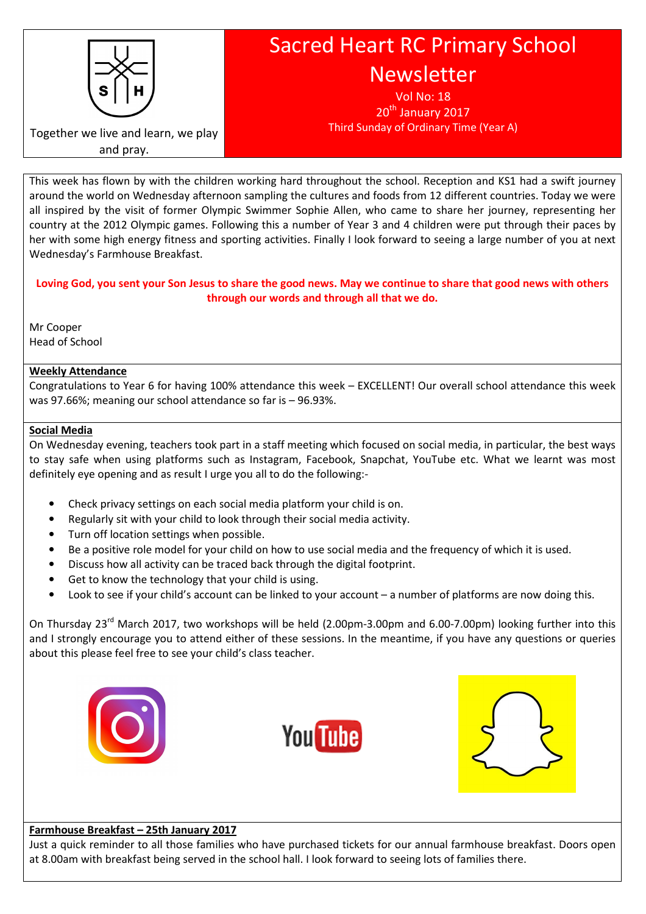# Sacred Heart RC Primary School Newsletter

Vol No: 18

20th January 2017

Third Sunday of Ordinary Time (Year A)

Together we live and learn, we play and pray.

This week has flown by with the children working hard throughout the school. Reception and KS1 had a swift journey around the world on Wednesday afternoon sampling the cultures and foods from 12 different countries. Today we were all inspired by the visit of former Olympic Swimmer Sophie Allen, who came to share her journey, representing her country at the 2012 Olympic games. Following this a number of Year 3 and 4 children were put through their paces by her with some high energy fitness and sporting activities. Finally I look forward to seeing a large number of you at next Wednesday's Farmhouse Breakfast.

**Loving God, you sent your Son Jesus to share the good news. May we continue to share that good news with others through our words and through all that we do.**

Mr Cooper
Head of School

## Weekly Attendance

Congratulations to Year 6 for having 100% attendance this week – EXCELLENT! Our overall school attendance this week was 97.66%; meaning our school attendance so far is – 96.93%.

## Social Media

On Wednesday evening, teachers took part in a staff meeting which focused on social media, in particular, the best ways to stay safe when using platforms such as Instagram, Facebook, Snapchat, YouTube etc. What we learnt was most definitely eye opening and as result I urge you all to do the following:-

- Check privacy settings on each social media platform your child is on.
- Regularly sit with your child to look through their social media activity.
- Turn off location settings when possible.
- Be a positive role model for your child on how to use social media and the frequency of which it is used.
- Discuss how all activity can be traced back through the digital footprint.
- Get to know the technology that your child is using.
- Look to see if your child's account can be linked to your account – a number of platforms are now doing this.

On Thursday 23rd March 2017, two workshops will be held (2.00pm-3.00pm and 6.00-7.00pm) looking further into this and I strongly encourage you to attend either of these sessions. In the meantime, if you have any questions or queries about this please feel free to see your child's class teacher.

## Farmhouse Breakfast – 25th January 2017

Just a quick reminder to all those families who have purchased tickets for our annual farmhouse breakfast. Doors open at 8.00am with breakfast being served in the school hall. I look forward to seeing lots of families there.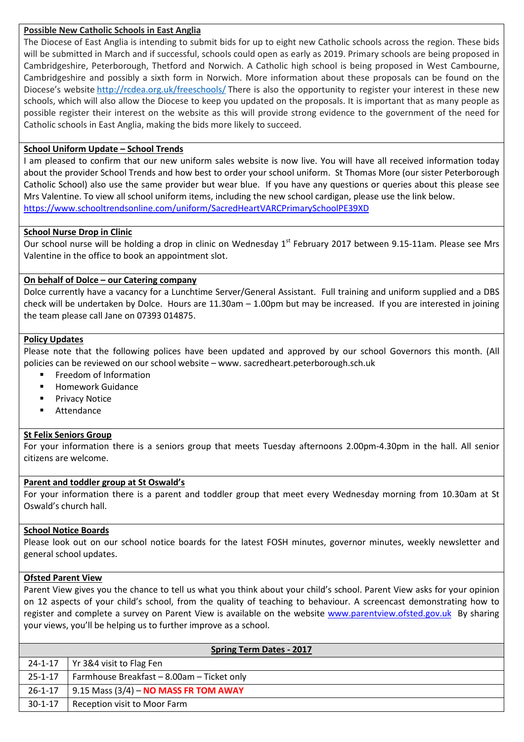**Possible New Catholic Schools in East Anglia**

The Diocese of East Anglia is intending to submit bids for up to eight new Catholic schools across the region. These bids will be submitted in March and if successful, schools could open as early as 2019. Primary schools are being proposed in Cambridgeshire, Peterborough, Thetford and Norwich. A Catholic high school is being proposed in West Cambourne, Cambridgeshire and possibly a sixth form in Norwich. More information about these proposals can be found on the Diocese's website http://rcdea.org.uk/freeschools/ There is also the opportunity to register your interest in these new schools, which will also allow the Diocese to keep you updated on the proposals. It is important that as many people as possible register their interest on the website as this will provide strong evidence to the government of the need for Catholic schools in East Anglia, making the bids more likely to succeed.

**School Uniform Update – School Trends**

I am pleased to confirm that our new uniform sales website is now live. You will have all received information today about the provider School Trends and how best to order your school uniform. St Thomas More (our sister Peterborough Catholic School) also use the same provider but wear blue. If you have any questions or queries about this please see Mrs Valentine. To view all school uniform items, including the new school cardigan, please use the link below.
https://www.schooltrendsonline.com/uniform/SacredHeartVARCPrimarySchoolPE39XD

**School Nurse Drop in Clinic**

Our school nurse will be holding a drop in clinic on Wednesday 1st February 2017 between 9.15-11am. Please see Mrs Valentine in the office to book an appointment slot.

**On behalf of Dolce – our Catering company**

Dolce currently have a vacancy for a Lunchtime Server/General Assistant. Full training and uniform supplied and a DBS check will be undertaken by Dolce. Hours are 11.30am – 1.00pm but may be increased. If you are interested in joining the team please call Jane on 07393 014875.

**Policy Updates**

Please note that the following polices have been updated and approved by our school Governors this month. (All policies can be reviewed on our school website – www. sacredheart.peterborough.sch.uk

- Freedom of Information
- Homework Guidance
- Privacy Notice
- Attendance

**St Felix Seniors Group**

For your information there is a seniors group that meets Tuesday afternoons 2.00pm-4.30pm in the hall. All senior citizens are welcome.

**Parent and toddler group at St Oswald's**

For your information there is a parent and toddler group that meet every Wednesday morning from 10.30am at St Oswald's church hall.

**School Notice Boards**

Please look out on our school notice boards for the latest FOSH minutes, governor minutes, weekly newsletter and general school updates.

**Ofsted Parent View**

Parent View gives you the chance to tell us what you think about your child's school. Parent View asks for your opinion on 12 aspects of your child's school, from the quality of teaching to behaviour. A screencast demonstrating how to register and complete a survey on Parent View is available on the website www.parentview.ofsted.gov.uk By sharing your views, you'll be helping us to further improve as a school.

| **Spring Term Dates - 2017** | |
|---|---|
| 24-1-17 | Yr 3&4 visit to Flag Fen |
| 25-1-17 | Farmhouse Breakfast – 8.00am – Ticket only |
| 26-1-17 | 9.15 Mass (3/4) – **NO MASS FR TOM AWAY** |
| 30-1-17 | Reception visit to Moor Farm |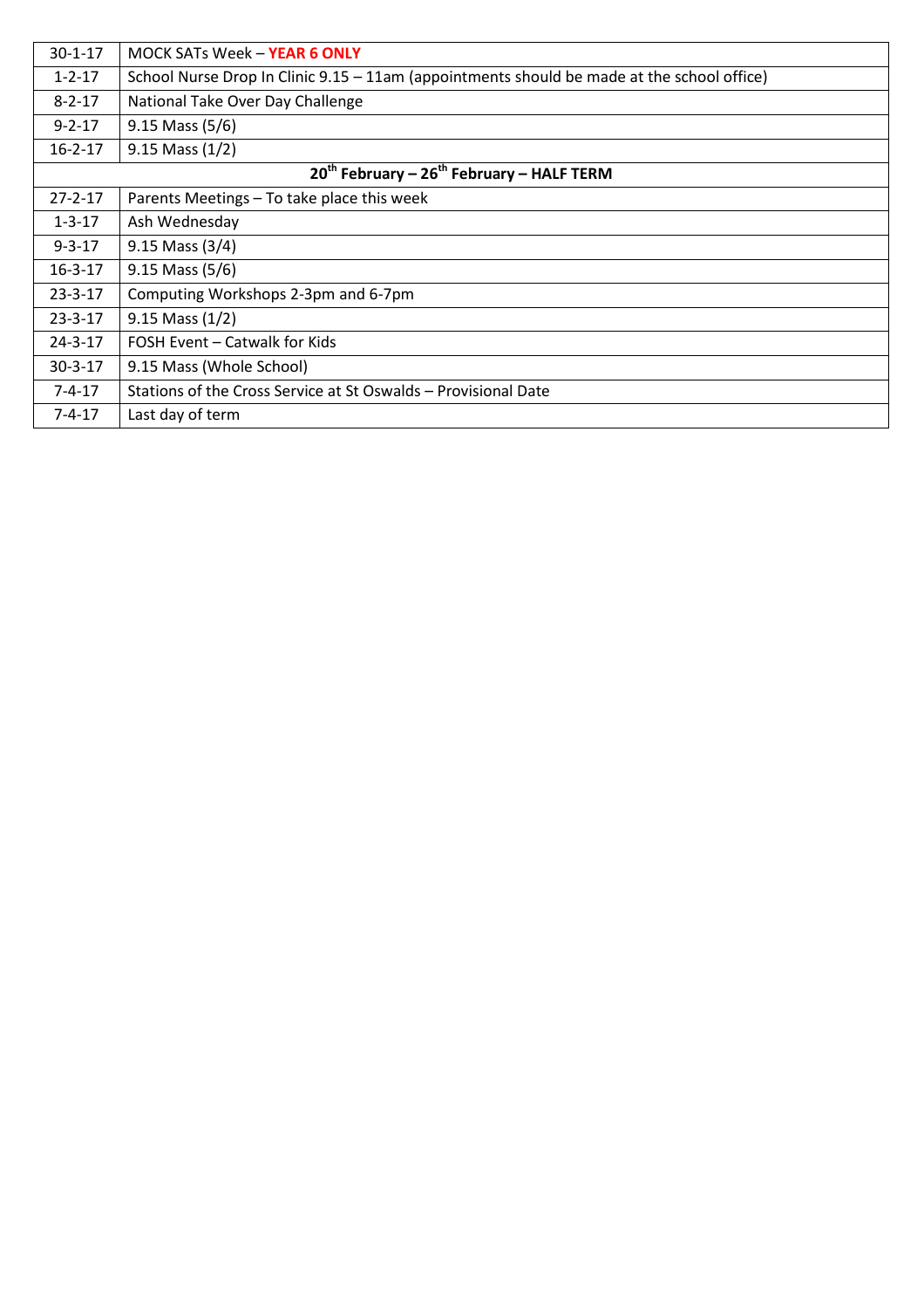| | |
|---|---|
| 30-1-17 | MOCK SATs Week – **YEAR 6 ONLY** |
| 1-2-17 | School Nurse Drop In Clinic 9.15 – 11am (appointments should be made at the school office) |
| 8-2-17 | National Take Over Day Challenge |
| 9-2-17 | 9.15 Mass (5/6) |
| 16-2-17 | 9.15 Mass (1/2) |
| **20th February – 26th February – HALF TERM** | |
| 27-2-17 | Parents Meetings – To take place this week |
| 1-3-17 | Ash Wednesday |
| 9-3-17 | 9.15 Mass (3/4) |
| 16-3-17 | 9.15 Mass (5/6) |
| 23-3-17 | Computing Workshops 2-3pm and 6-7pm |
| 23-3-17 | 9.15 Mass (1/2) |
| 24-3-17 | FOSH Event – Catwalk for Kids |
| 30-3-17 | 9.15 Mass (Whole School) |
| 7-4-17 | Stations of the Cross Service at St Oswalds – Provisional Date |
| 7-4-17 | Last day of term |